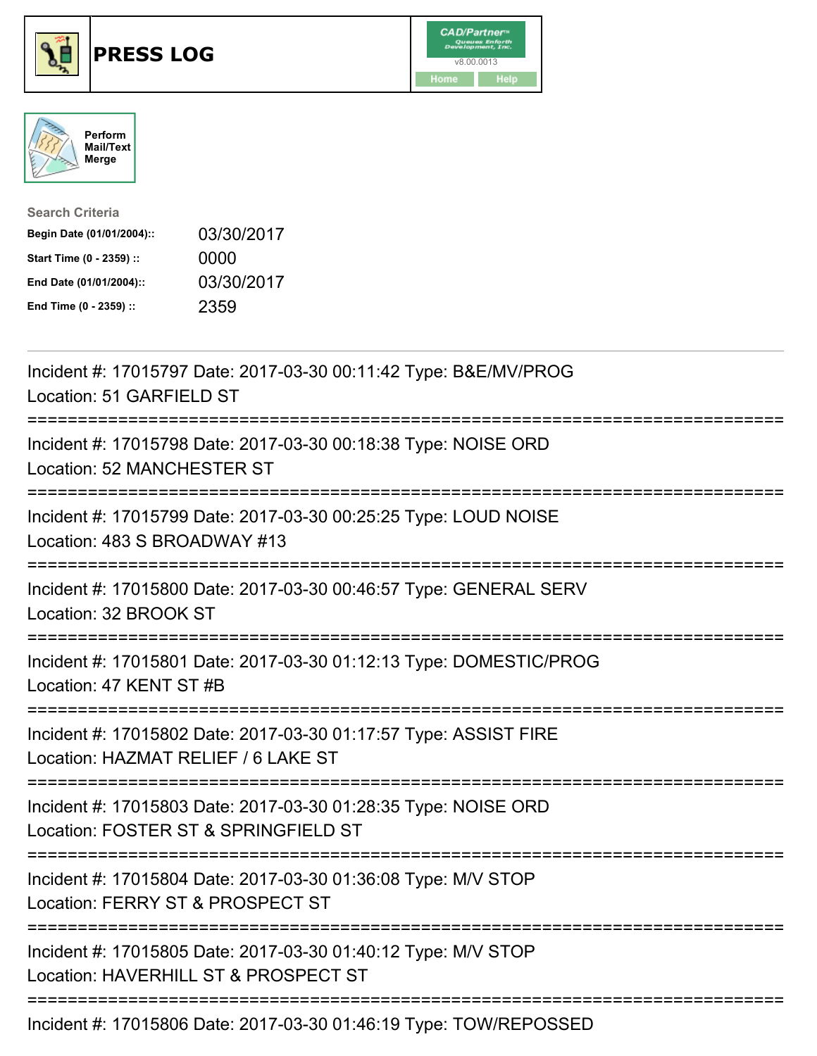# PRESS LOG

CAD/Partner v8.00.0013

Home | Help

Perform Mail/Text Merge

**Search Criteria**

| | |
|---|---|
| **Begin Date (01/01/2004)::** | 03/30/2017 |
| **Start Time (0 - 2359) ::** | 0000 |
| **End Date (01/01/2004)::** | 03/30/2017 |
| **End Time (0 - 2359) ::** | 2359 |

---

Incident #: 17015797 Date: 2017-03-30 00:11:42 Type: B&E/MV/PROG
Location: 51 GARFIELD ST

===========================================================================

Incident #: 17015798 Date: 2017-03-30 00:18:38 Type: NOISE ORD
Location: 52 MANCHESTER ST

===========================================================================

Incident #: 17015799 Date: 2017-03-30 00:25:25 Type: LOUD NOISE
Location: 483 S BROADWAY #13

===========================================================================

Incident #: 17015800 Date: 2017-03-30 00:46:57 Type: GENERAL SERV
Location: 32 BROOK ST

===========================================================================

Incident #: 17015801 Date: 2017-03-30 01:12:13 Type: DOMESTIC/PROG
Location: 47 KENT ST #B

===========================================================================

Incident #: 17015802 Date: 2017-03-30 01:17:57 Type: ASSIST FIRE
Location: HAZMAT RELIEF / 6 LAKE ST

===========================================================================

Incident #: 17015803 Date: 2017-03-30 01:28:35 Type: NOISE ORD
Location: FOSTER ST & SPRINGFIELD ST

===========================================================================

Incident #: 17015804 Date: 2017-03-30 01:36:08 Type: M/V STOP
Location: FERRY ST & PROSPECT ST

===========================================================================

Incident #: 17015805 Date: 2017-03-30 01:40:12 Type: M/V STOP
Location: HAVERHILL ST & PROSPECT ST

===========================================================================

Incident #: 17015806 Date: 2017-03-30 01:46:19 Type: TOW/REPOSSED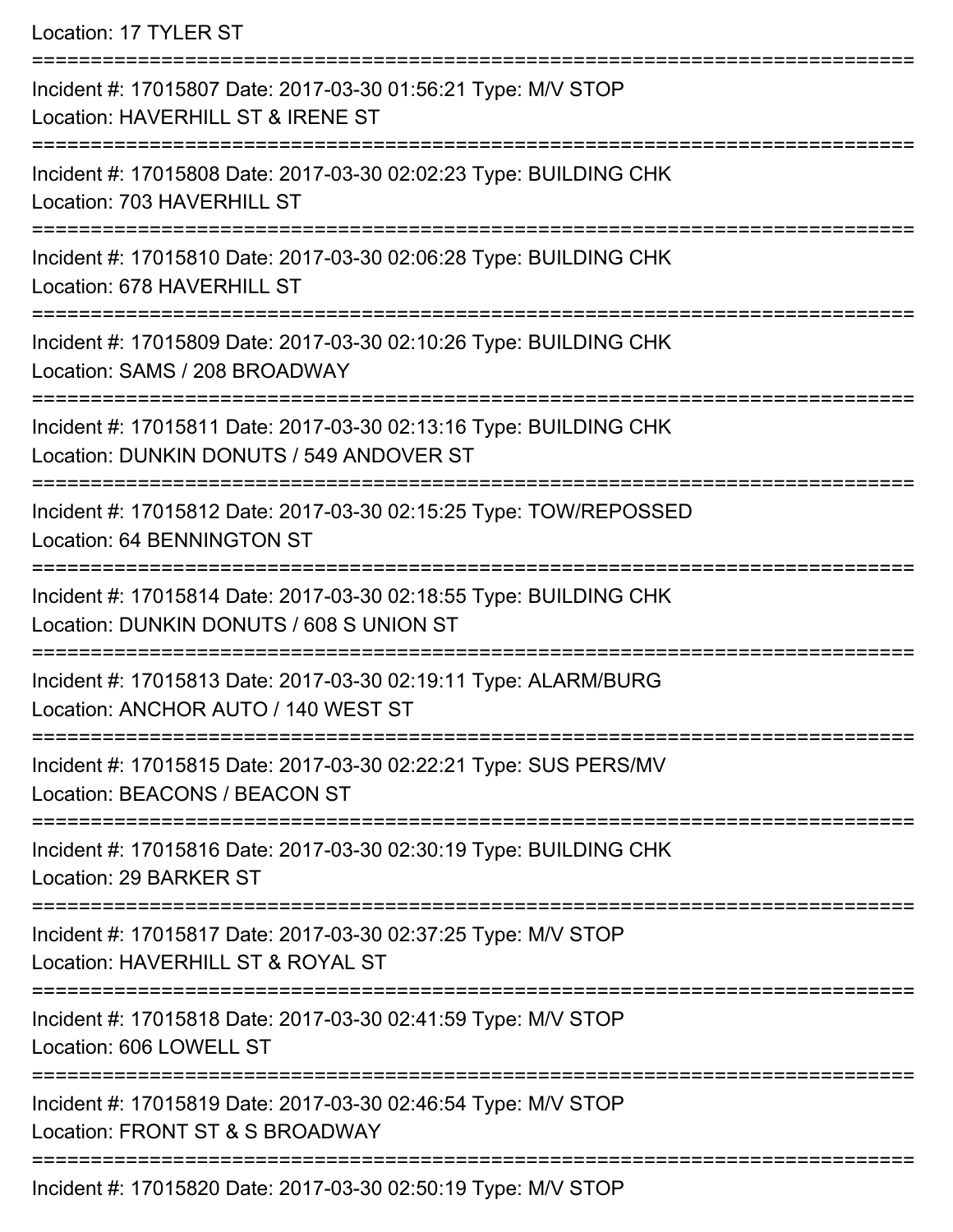Location: 17 TYLER ST

===========================================================================

Incident #: 17015807 Date: 2017-03-30 01:56:21 Type: M/V STOP
Location: HAVERHILL ST & IRENE ST

===========================================================================

Incident #: 17015808 Date: 2017-03-30 02:02:23 Type: BUILDING CHK
Location: 703 HAVERHILL ST

===========================================================================

Incident #: 17015810 Date: 2017-03-30 02:06:28 Type: BUILDING CHK
Location: 678 HAVERHILL ST

===========================================================================

Incident #: 17015809 Date: 2017-03-30 02:10:26 Type: BUILDING CHK
Location: SAMS / 208 BROADWAY

===========================================================================

Incident #: 17015811 Date: 2017-03-30 02:13:16 Type: BUILDING CHK
Location: DUNKIN DONUTS / 549 ANDOVER ST

===========================================================================

Incident #: 17015812 Date: 2017-03-30 02:15:25 Type: TOW/REPOSSED
Location: 64 BENNINGTON ST

===========================================================================

Incident #: 17015814 Date: 2017-03-30 02:18:55 Type: BUILDING CHK
Location: DUNKIN DONUTS / 608 S UNION ST

===========================================================================

Incident #: 17015813 Date: 2017-03-30 02:19:11 Type: ALARM/BURG
Location: ANCHOR AUTO / 140 WEST ST

===========================================================================

Incident #: 17015815 Date: 2017-03-30 02:22:21 Type: SUS PERS/MV
Location: BEACONS / BEACON ST

===========================================================================

Incident #: 17015816 Date: 2017-03-30 02:30:19 Type: BUILDING CHK
Location: 29 BARKER ST

===========================================================================

Incident #: 17015817 Date: 2017-03-30 02:37:25 Type: M/V STOP
Location: HAVERHILL ST & ROYAL ST

===========================================================================

Incident #: 17015818 Date: 2017-03-30 02:41:59 Type: M/V STOP
Location: 606 LOWELL ST

===========================================================================

Incident #: 17015819 Date: 2017-03-30 02:46:54 Type: M/V STOP
Location: FRONT ST & S BROADWAY

===========================================================================

Incident #: 17015820 Date: 2017-03-30 02:50:19 Type: M/V STOP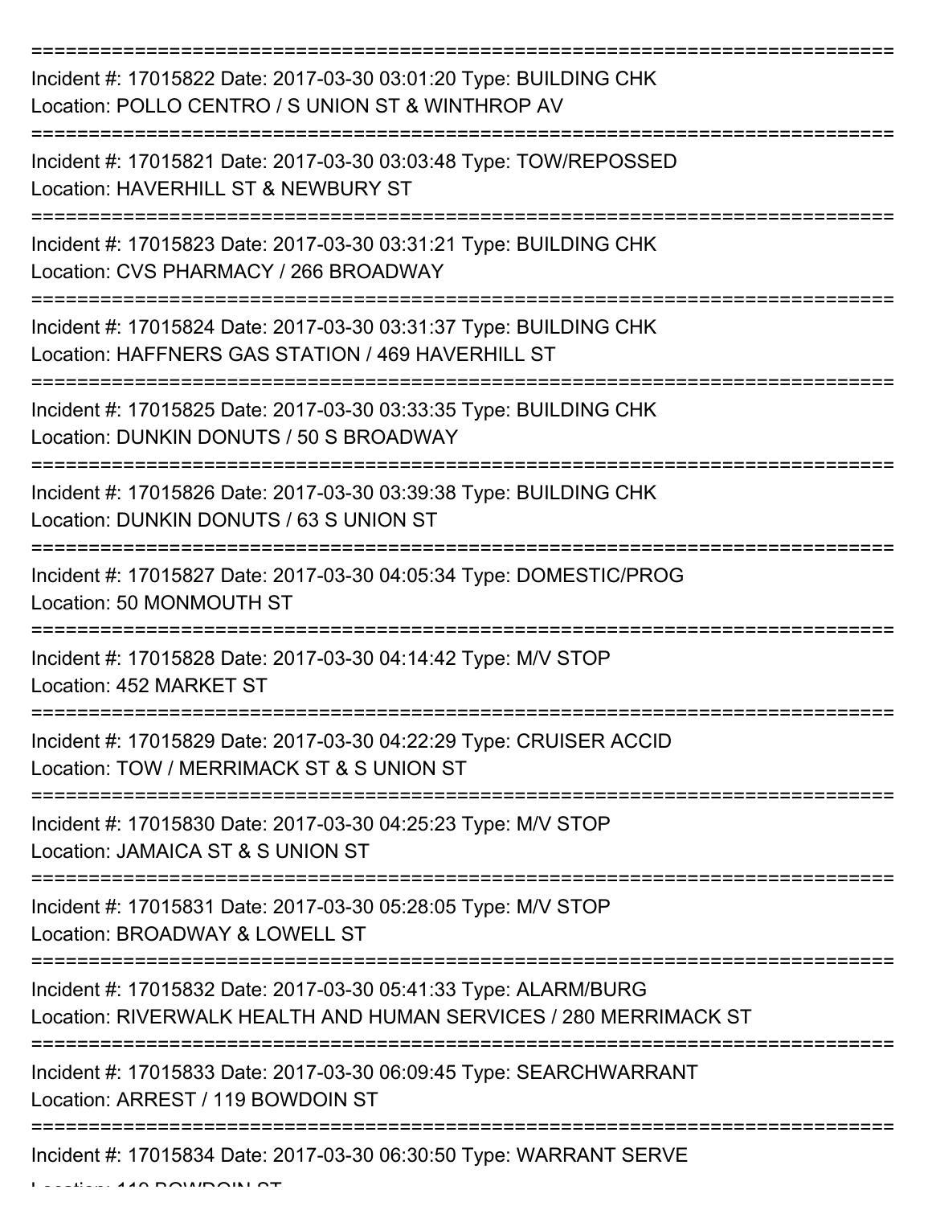Incident #: 17015822 Date: 2017-03-30 03:01:20 Type: BUILDING CHK
Location: POLLO CENTRO / S UNION ST & WINTHROP AV

Incident #: 17015821 Date: 2017-03-30 03:03:48 Type: TOW/REPOSSED
Location: HAVERHILL ST & NEWBURY ST

Incident #: 17015823 Date: 2017-03-30 03:31:21 Type: BUILDING CHK
Location: CVS PHARMACY / 266 BROADWAY

Incident #: 17015824 Date: 2017-03-30 03:31:37 Type: BUILDING CHK
Location: HAFFNERS GAS STATION / 469 HAVERHILL ST

Incident #: 17015825 Date: 2017-03-30 03:33:35 Type: BUILDING CHK
Location: DUNKIN DONUTS / 50 S BROADWAY

Incident #: 17015826 Date: 2017-03-30 03:39:38 Type: BUILDING CHK
Location: DUNKIN DONUTS / 63 S UNION ST

Incident #: 17015827 Date: 2017-03-30 04:05:34 Type: DOMESTIC/PROG
Location: 50 MONMOUTH ST

Incident #: 17015828 Date: 2017-03-30 04:14:42 Type: M/V STOP
Location: 452 MARKET ST

Incident #: 17015829 Date: 2017-03-30 04:22:29 Type: CRUISER ACCID
Location: TOW / MERRIMACK ST & S UNION ST

Incident #: 17015830 Date: 2017-03-30 04:25:23 Type: M/V STOP
Location: JAMAICA ST & S UNION ST

Incident #: 17015831 Date: 2017-03-30 05:28:05 Type: M/V STOP
Location: BROADWAY & LOWELL ST

Incident #: 17015832 Date: 2017-03-30 05:41:33 Type: ALARM/BURG
Location: RIVERWALK HEALTH AND HUMAN SERVICES / 280 MERRIMACK ST

Incident #: 17015833 Date: 2017-03-30 06:09:45 Type: SEARCHWARRANT
Location: ARREST / 119 BOWDOIN ST

Incident #: 17015834 Date: 2017-03-30 06:30:50 Type: WARRANT SERVE
Location: 119 BOWDOIN ST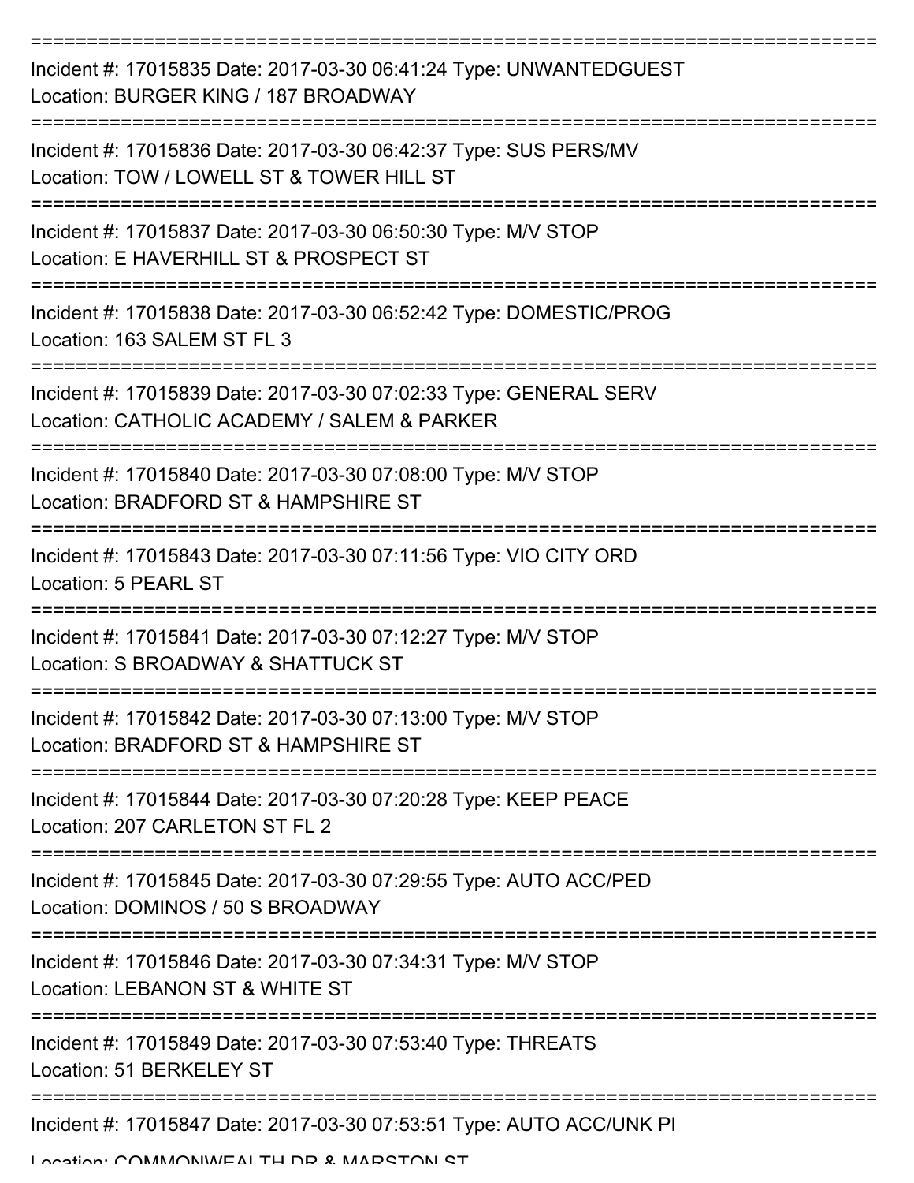Incident #: 17015835 Date: 2017-03-30 06:41:24 Type: UNWANTEDGUEST
Location: BURGER KING / 187 BROADWAY

Incident #: 17015836 Date: 2017-03-30 06:42:37 Type: SUS PERS/MV
Location: TOW / LOWELL ST & TOWER HILL ST

Incident #: 17015837 Date: 2017-03-30 06:50:30 Type: M/V STOP
Location: E HAVERHILL ST & PROSPECT ST

Incident #: 17015838 Date: 2017-03-30 06:52:42 Type: DOMESTIC/PROG
Location: 163 SALEM ST FL 3

Incident #: 17015839 Date: 2017-03-30 07:02:33 Type: GENERAL SERV
Location: CATHOLIC ACADEMY / SALEM & PARKER

Incident #: 17015840 Date: 2017-03-30 07:08:00 Type: M/V STOP
Location: BRADFORD ST & HAMPSHIRE ST

Incident #: 17015843 Date: 2017-03-30 07:11:56 Type: VIO CITY ORD
Location: 5 PEARL ST

Incident #: 17015841 Date: 2017-03-30 07:12:27 Type: M/V STOP
Location: S BROADWAY & SHATTUCK ST

Incident #: 17015842 Date: 2017-03-30 07:13:00 Type: M/V STOP
Location: BRADFORD ST & HAMPSHIRE ST

Incident #: 17015844 Date: 2017-03-30 07:20:28 Type: KEEP PEACE
Location: 207 CARLETON ST FL 2

Incident #: 17015845 Date: 2017-03-30 07:29:55 Type: AUTO ACC/PED
Location: DOMINOS / 50 S BROADWAY

Incident #: 17015846 Date: 2017-03-30 07:34:31 Type: M/V STOP
Location: LEBANON ST & WHITE ST

Incident #: 17015849 Date: 2017-03-30 07:53:40 Type: THREATS
Location: 51 BERKELEY ST

Incident #: 17015847 Date: 2017-03-30 07:53:51 Type: AUTO ACC/UNK PI
Location: COMMONWEALTH DR & MARSTON ST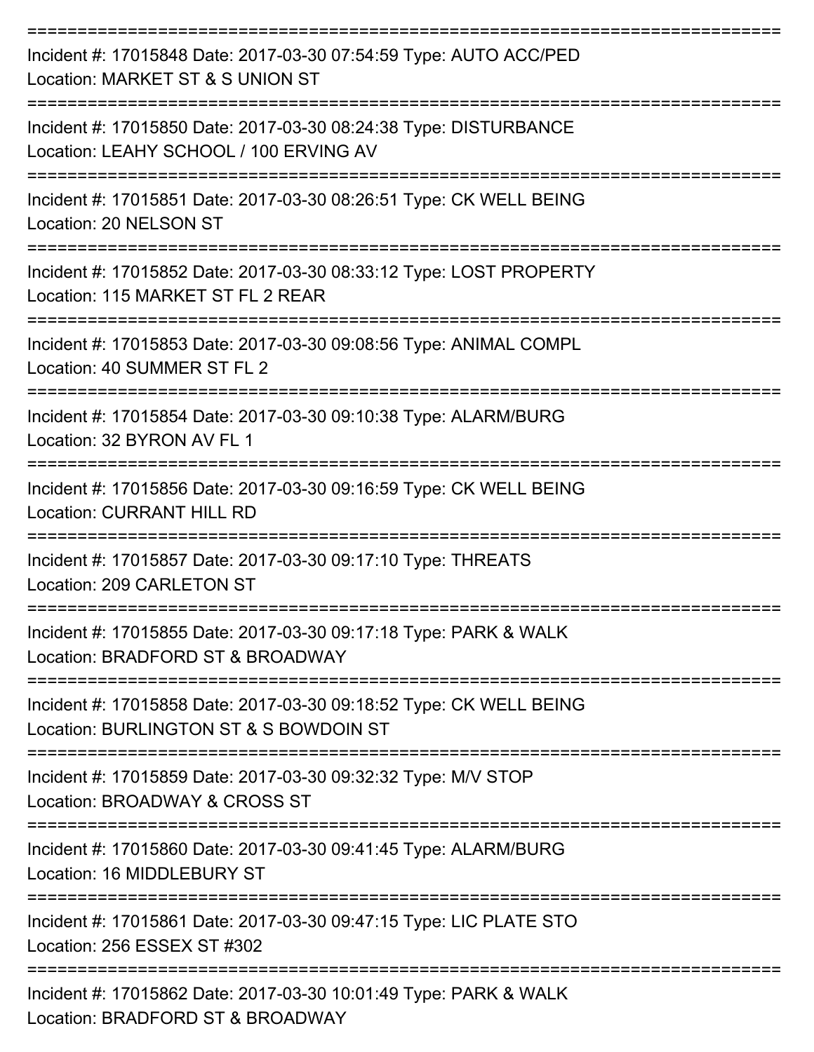===========================================================================

Incident #: 17015848 Date: 2017-03-30 07:54:59 Type: AUTO ACC/PED
Location: MARKET ST & S UNION ST

===========================================================================

Incident #: 17015850 Date: 2017-03-30 08:24:38 Type: DISTURBANCE
Location: LEAHY SCHOOL / 100 ERVING AV

===========================================================================

Incident #: 17015851 Date: 2017-03-30 08:26:51 Type: CK WELL BEING
Location: 20 NELSON ST

===========================================================================

Incident #: 17015852 Date: 2017-03-30 08:33:12 Type: LOST PROPERTY
Location: 115 MARKET ST FL 2 REAR

===========================================================================

Incident #: 17015853 Date: 2017-03-30 09:08:56 Type: ANIMAL COMPL
Location: 40 SUMMER ST FL 2

===========================================================================

Incident #: 17015854 Date: 2017-03-30 09:10:38 Type: ALARM/BURG
Location: 32 BYRON AV FL 1

===========================================================================

Incident #: 17015856 Date: 2017-03-30 09:16:59 Type: CK WELL BEING
Location: CURRANT HILL RD

===========================================================================

Incident #: 17015857 Date: 2017-03-30 09:17:10 Type: THREATS
Location: 209 CARLETON ST

===========================================================================

Incident #: 17015855 Date: 2017-03-30 09:17:18 Type: PARK & WALK
Location: BRADFORD ST & BROADWAY

===========================================================================

Incident #: 17015858 Date: 2017-03-30 09:18:52 Type: CK WELL BEING
Location: BURLINGTON ST & S BOWDOIN ST

===========================================================================

Incident #: 17015859 Date: 2017-03-30 09:32:32 Type: M/V STOP
Location: BROADWAY & CROSS ST

===========================================================================

Incident #: 17015860 Date: 2017-03-30 09:41:45 Type: ALARM/BURG
Location: 16 MIDDLEBURY ST

===========================================================================

Incident #: 17015861 Date: 2017-03-30 09:47:15 Type: LIC PLATE STO
Location: 256 ESSEX ST #302

===========================================================================

Incident #: 17015862 Date: 2017-03-30 10:01:49 Type: PARK & WALK
Location: BRADFORD ST & BROADWAY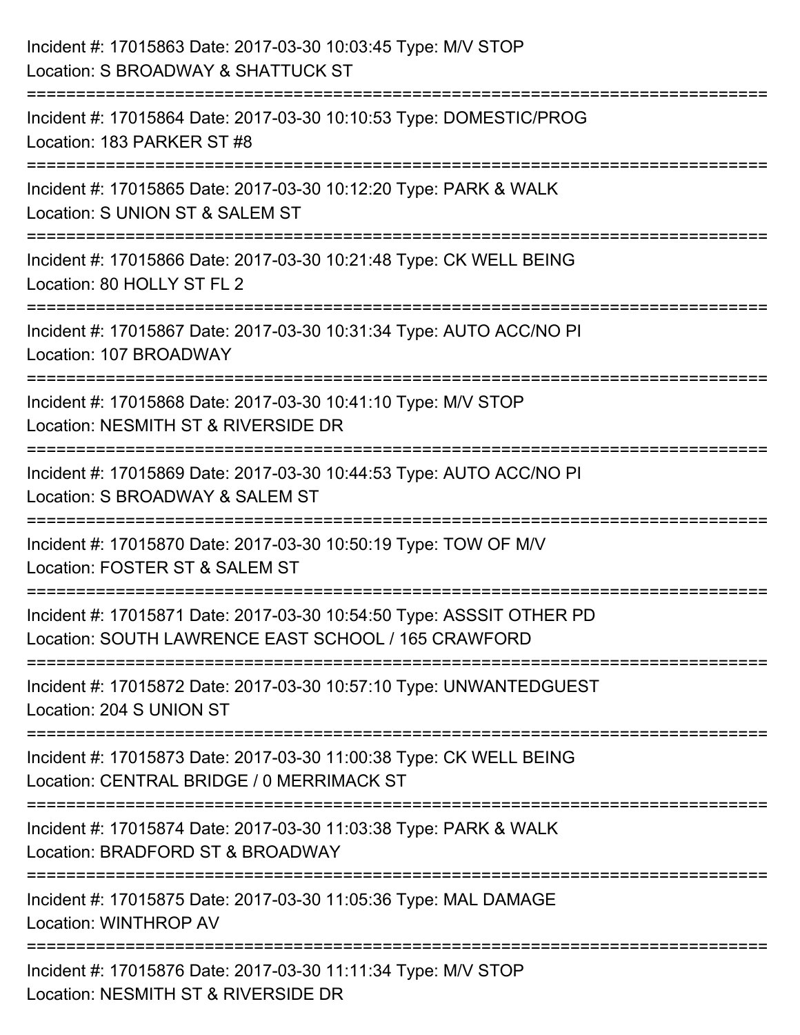Incident #: 17015863 Date: 2017-03-30 10:03:45 Type: M/V STOP
Location: S BROADWAY & SHATTUCK ST

===========================================================================

Incident #: 17015864 Date: 2017-03-30 10:10:53 Type: DOMESTIC/PROG
Location: 183 PARKER ST #8

===========================================================================

Incident #: 17015865 Date: 2017-03-30 10:12:20 Type: PARK & WALK
Location: S UNION ST & SALEM ST

===========================================================================

Incident #: 17015866 Date: 2017-03-30 10:21:48 Type: CK WELL BEING
Location: 80 HOLLY ST FL 2

===========================================================================

Incident #: 17015867 Date: 2017-03-30 10:31:34 Type: AUTO ACC/NO PI
Location: 107 BROADWAY

===========================================================================

Incident #: 17015868 Date: 2017-03-30 10:41:10 Type: M/V STOP
Location: NESMITH ST & RIVERSIDE DR

===========================================================================

Incident #: 17015869 Date: 2017-03-30 10:44:53 Type: AUTO ACC/NO PI
Location: S BROADWAY & SALEM ST

===========================================================================

Incident #: 17015870 Date: 2017-03-30 10:50:19 Type: TOW OF M/V
Location: FOSTER ST & SALEM ST

===========================================================================

Incident #: 17015871 Date: 2017-03-30 10:54:50 Type: ASSSIT OTHER PD
Location: SOUTH LAWRENCE EAST SCHOOL / 165 CRAWFORD

===========================================================================

Incident #: 17015872 Date: 2017-03-30 10:57:10 Type: UNWANTEDGUEST
Location: 204 S UNION ST

===========================================================================

Incident #: 17015873 Date: 2017-03-30 11:00:38 Type: CK WELL BEING
Location: CENTRAL BRIDGE / 0 MERRIMACK ST

===========================================================================

Incident #: 17015874 Date: 2017-03-30 11:03:38 Type: PARK & WALK
Location: BRADFORD ST & BROADWAY

===========================================================================

Incident #: 17015875 Date: 2017-03-30 11:05:36 Type: MAL DAMAGE
Location: WINTHROP AV

===========================================================================

Incident #: 17015876 Date: 2017-03-30 11:11:34 Type: M/V STOP
Location: NESMITH ST & RIVERSIDE DR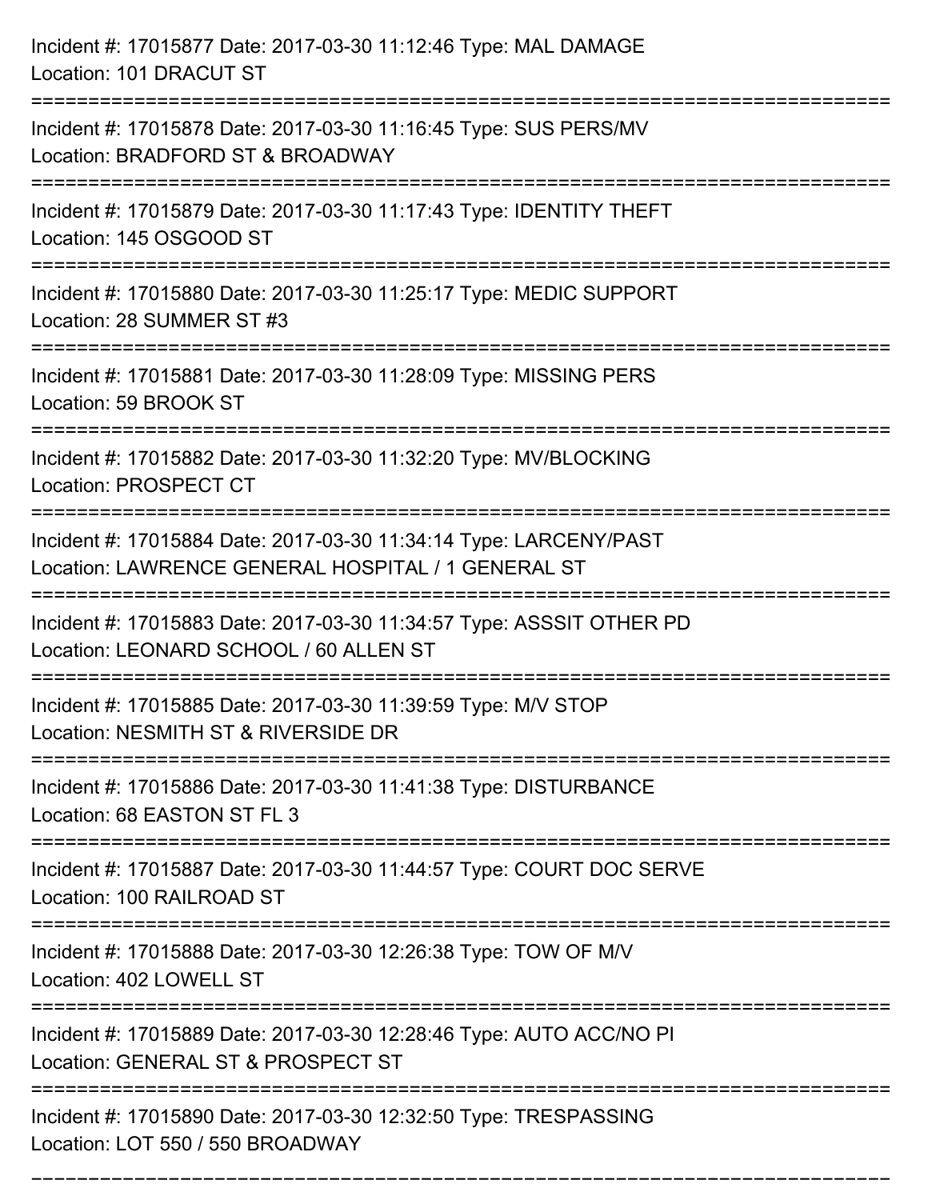Incident #: 17015877 Date: 2017-03-30 11:12:46 Type: MAL DAMAGE
Location: 101 DRACUT ST

===========================================================================

Incident #: 17015878 Date: 2017-03-30 11:16:45 Type: SUS PERS/MV
Location: BRADFORD ST & BROADWAY

===========================================================================

Incident #: 17015879 Date: 2017-03-30 11:17:43 Type: IDENTITY THEFT
Location: 145 OSGOOD ST

===========================================================================

Incident #: 17015880 Date: 2017-03-30 11:25:17 Type: MEDIC SUPPORT
Location: 28 SUMMER ST #3

===========================================================================

Incident #: 17015881 Date: 2017-03-30 11:28:09 Type: MISSING PERS
Location: 59 BROOK ST

===========================================================================

Incident #: 17015882 Date: 2017-03-30 11:32:20 Type: MV/BLOCKING
Location: PROSPECT CT

===========================================================================

Incident #: 17015884 Date: 2017-03-30 11:34:14 Type: LARCENY/PAST
Location: LAWRENCE GENERAL HOSPITAL / 1 GENERAL ST

===========================================================================

Incident #: 17015883 Date: 2017-03-30 11:34:57 Type: ASSSIT OTHER PD
Location: LEONARD SCHOOL / 60 ALLEN ST

===========================================================================

Incident #: 17015885 Date: 2017-03-30 11:39:59 Type: M/V STOP
Location: NESMITH ST & RIVERSIDE DR

===========================================================================

Incident #: 17015886 Date: 2017-03-30 11:41:38 Type: DISTURBANCE
Location: 68 EASTON ST FL 3

===========================================================================

Incident #: 17015887 Date: 2017-03-30 11:44:57 Type: COURT DOC SERVE
Location: 100 RAILROAD ST

===========================================================================

Incident #: 17015888 Date: 2017-03-30 12:26:38 Type: TOW OF M/V
Location: 402 LOWELL ST

===========================================================================

Incident #: 17015889 Date: 2017-03-30 12:28:46 Type: AUTO ACC/NO PI
Location: GENERAL ST & PROSPECT ST

===========================================================================

Incident #: 17015890 Date: 2017-03-30 12:32:50 Type: TRESPASSING
Location: LOT 550 / 550 BROADWAY

===========================================================================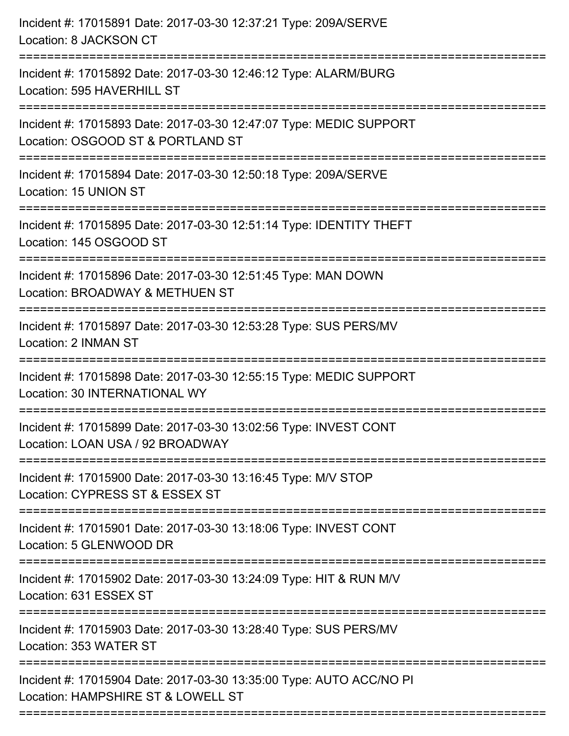Incident #: 17015891 Date: 2017-03-30 12:37:21 Type: 209A/SERVE
Location: 8 JACKSON CT

===========================================================================

Incident #: 17015892 Date: 2017-03-30 12:46:12 Type: ALARM/BURG
Location: 595 HAVERHILL ST

===========================================================================

Incident #: 17015893 Date: 2017-03-30 12:47:07 Type: MEDIC SUPPORT
Location: OSGOOD ST & PORTLAND ST

===========================================================================

Incident #: 17015894 Date: 2017-03-30 12:50:18 Type: 209A/SERVE
Location: 15 UNION ST

===========================================================================

Incident #: 17015895 Date: 2017-03-30 12:51:14 Type: IDENTITY THEFT
Location: 145 OSGOOD ST

===========================================================================

Incident #: 17015896 Date: 2017-03-30 12:51:45 Type: MAN DOWN
Location: BROADWAY & METHUEN ST

===========================================================================

Incident #: 17015897 Date: 2017-03-30 12:53:28 Type: SUS PERS/MV
Location: 2 INMAN ST

===========================================================================

Incident #: 17015898 Date: 2017-03-30 12:55:15 Type: MEDIC SUPPORT
Location: 30 INTERNATIONAL WY

===========================================================================

Incident #: 17015899 Date: 2017-03-30 13:02:56 Type: INVEST CONT
Location: LOAN USA / 92 BROADWAY

===========================================================================

Incident #: 17015900 Date: 2017-03-30 13:16:45 Type: M/V STOP
Location: CYPRESS ST & ESSEX ST

===========================================================================

Incident #: 17015901 Date: 2017-03-30 13:18:06 Type: INVEST CONT
Location: 5 GLENWOOD DR

===========================================================================

Incident #: 17015902 Date: 2017-03-30 13:24:09 Type: HIT & RUN M/V
Location: 631 ESSEX ST

===========================================================================

Incident #: 17015903 Date: 2017-03-30 13:28:40 Type: SUS PERS/MV
Location: 353 WATER ST

===========================================================================

Incident #: 17015904 Date: 2017-03-30 13:35:00 Type: AUTO ACC/NO PI
Location: HAMPSHIRE ST & LOWELL ST

===========================================================================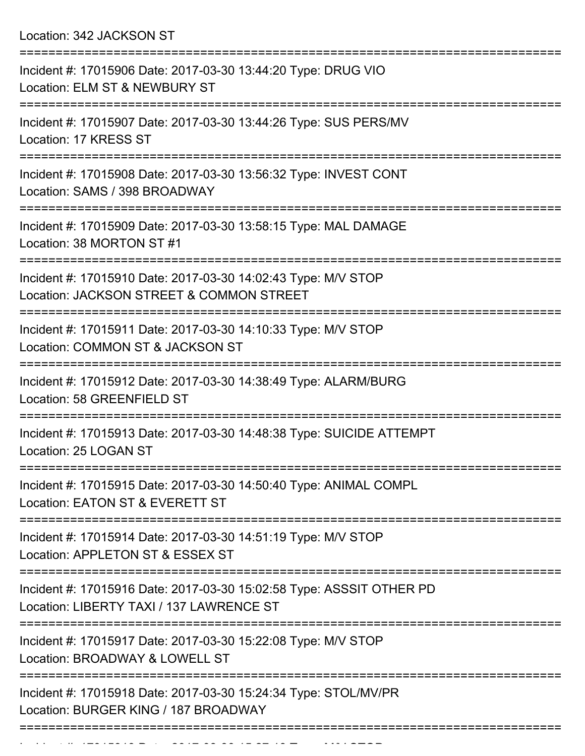Location: 342 JACKSON ST

===========================================================================

Incident #: 17015906 Date: 2017-03-30 13:44:20 Type: DRUG VIO
Location: ELM ST & NEWBURY ST

===========================================================================

Incident #: 17015907 Date: 2017-03-30 13:44:26 Type: SUS PERS/MV
Location: 17 KRESS ST

===========================================================================

Incident #: 17015908 Date: 2017-03-30 13:56:32 Type: INVEST CONT
Location: SAMS / 398 BROADWAY

===========================================================================

Incident #: 17015909 Date: 2017-03-30 13:58:15 Type: MAL DAMAGE
Location: 38 MORTON ST #1

===========================================================================

Incident #: 17015910 Date: 2017-03-30 14:02:43 Type: M/V STOP
Location: JACKSON STREET & COMMON STREET

===========================================================================

Incident #: 17015911 Date: 2017-03-30 14:10:33 Type: M/V STOP
Location: COMMON ST & JACKSON ST

===========================================================================

Incident #: 17015912 Date: 2017-03-30 14:38:49 Type: ALARM/BURG
Location: 58 GREENFIELD ST

===========================================================================

Incident #: 17015913 Date: 2017-03-30 14:48:38 Type: SUICIDE ATTEMPT
Location: 25 LOGAN ST

===========================================================================

Incident #: 17015915 Date: 2017-03-30 14:50:40 Type: ANIMAL COMPL
Location: EATON ST & EVERETT ST

===========================================================================

Incident #: 17015914 Date: 2017-03-30 14:51:19 Type: M/V STOP
Location: APPLETON ST & ESSEX ST

===========================================================================

Incident #: 17015916 Date: 2017-03-30 15:02:58 Type: ASSSIT OTHER PD
Location: LIBERTY TAXI / 137 LAWRENCE ST

===========================================================================

Incident #: 17015917 Date: 2017-03-30 15:22:08 Type: M/V STOP
Location: BROADWAY & LOWELL ST

===========================================================================

Incident #: 17015918 Date: 2017-03-30 15:24:34 Type: STOL/MV/PR
Location: BURGER KING / 187 BROADWAY

===========================================================================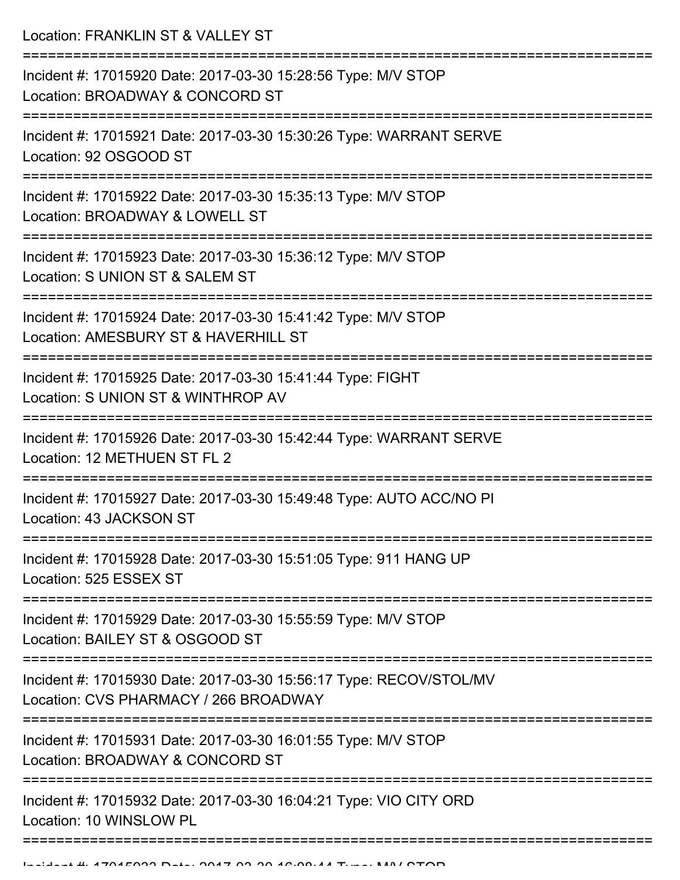Location: FRANKLIN ST & VALLEY ST

===========================================================================

Incident #: 17015920 Date: 2017-03-30 15:28:56 Type: M/V STOP

Location: BROADWAY & CONCORD ST

===========================================================================

Incident #: 17015921 Date: 2017-03-30 15:30:26 Type: WARRANT SERVE

Location: 92 OSGOOD ST

===========================================================================

Incident #: 17015922 Date: 2017-03-30 15:35:13 Type: M/V STOP

Location: BROADWAY & LOWELL ST

===========================================================================

Incident #: 17015923 Date: 2017-03-30 15:36:12 Type: M/V STOP

Location: S UNION ST & SALEM ST

===========================================================================

Incident #: 17015924 Date: 2017-03-30 15:41:42 Type: M/V STOP

Location: AMESBURY ST & HAVERHILL ST

===========================================================================

Incident #: 17015925 Date: 2017-03-30 15:41:44 Type: FIGHT

Location: S UNION ST & WINTHROP AV

===========================================================================

Incident #: 17015926 Date: 2017-03-30 15:42:44 Type: WARRANT SERVE

Location: 12 METHUEN ST FL 2

===========================================================================

Incident #: 17015927 Date: 2017-03-30 15:49:48 Type: AUTO ACC/NO PI

Location: 43 JACKSON ST

===========================================================================

Incident #: 17015928 Date: 2017-03-30 15:51:05 Type: 911 HANG UP

Location: 525 ESSEX ST

===========================================================================

Incident #: 17015929 Date: 2017-03-30 15:55:59 Type: M/V STOP

Location: BAILEY ST & OSGOOD ST

===========================================================================

Incident #: 17015930 Date: 2017-03-30 15:56:17 Type: RECOV/STOL/MV

Location: CVS PHARMACY / 266 BROADWAY

===========================================================================

Incident #: 17015931 Date: 2017-03-30 16:01:55 Type: M/V STOP

Location: BROADWAY & CONCORD ST

===========================================================================

Incident #: 17015932 Date: 2017-03-30 16:04:21 Type: VIO CITY ORD

Location: 10 WINSLOW PL

===========================================================================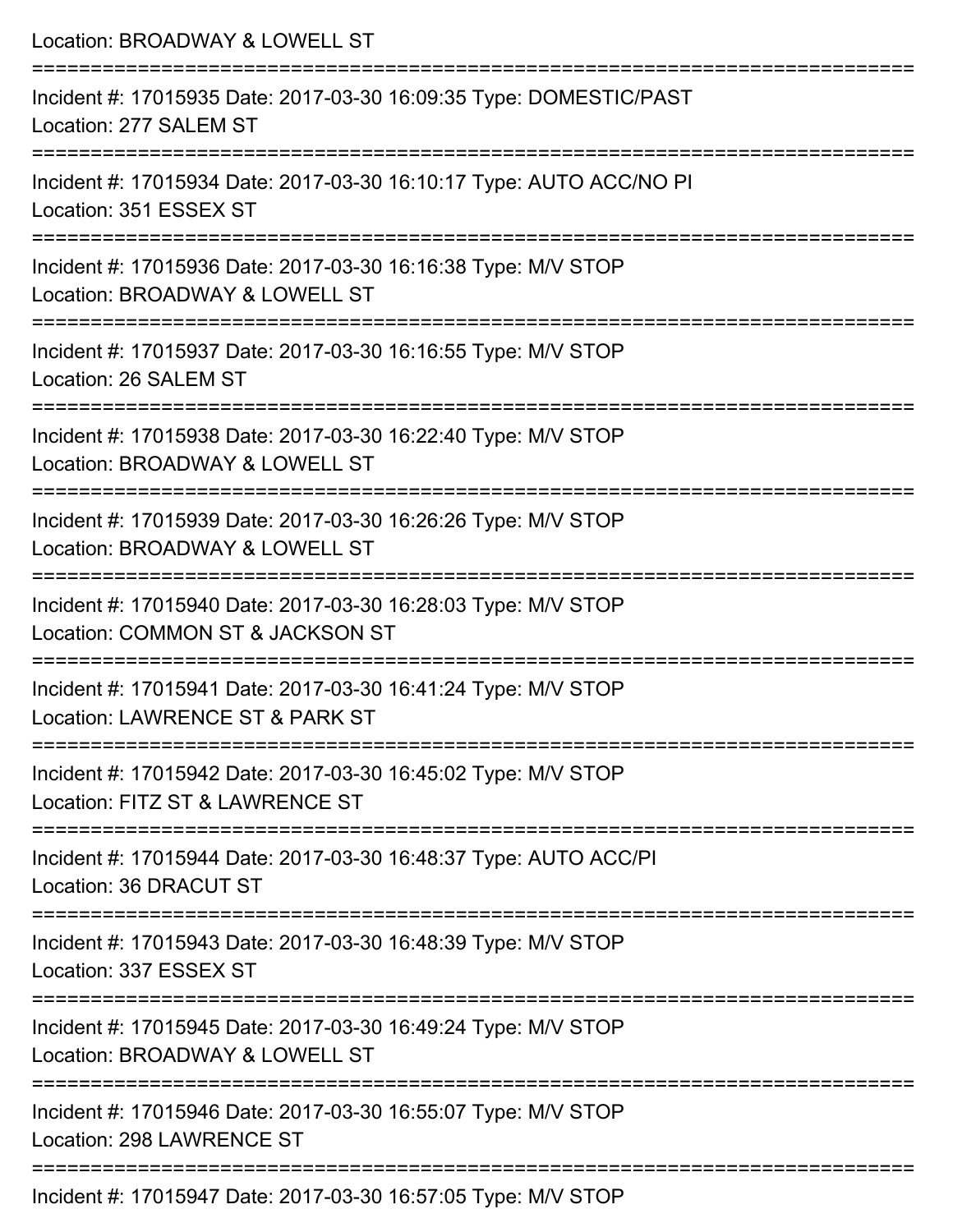Location: BROADWAY & LOWELL ST

===========================================================================

Incident #: 17015935 Date: 2017-03-30 16:09:35 Type: DOMESTIC/PAST
Location: 277 SALEM ST

===========================================================================

Incident #: 17015934 Date: 2017-03-30 16:10:17 Type: AUTO ACC/NO PI
Location: 351 ESSEX ST

===========================================================================

Incident #: 17015936 Date: 2017-03-30 16:16:38 Type: M/V STOP
Location: BROADWAY & LOWELL ST

===========================================================================

Incident #: 17015937 Date: 2017-03-30 16:16:55 Type: M/V STOP
Location: 26 SALEM ST

===========================================================================

Incident #: 17015938 Date: 2017-03-30 16:22:40 Type: M/V STOP
Location: BROADWAY & LOWELL ST

===========================================================================

Incident #: 17015939 Date: 2017-03-30 16:26:26 Type: M/V STOP
Location: BROADWAY & LOWELL ST

===========================================================================

Incident #: 17015940 Date: 2017-03-30 16:28:03 Type: M/V STOP
Location: COMMON ST & JACKSON ST

===========================================================================

Incident #: 17015941 Date: 2017-03-30 16:41:24 Type: M/V STOP
Location: LAWRENCE ST & PARK ST

===========================================================================

Incident #: 17015942 Date: 2017-03-30 16:45:02 Type: M/V STOP
Location: FITZ ST & LAWRENCE ST

===========================================================================

Incident #: 17015944 Date: 2017-03-30 16:48:37 Type: AUTO ACC/PI
Location: 36 DRACUT ST

===========================================================================

Incident #: 17015943 Date: 2017-03-30 16:48:39 Type: M/V STOP
Location: 337 ESSEX ST

===========================================================================

Incident #: 17015945 Date: 2017-03-30 16:49:24 Type: M/V STOP
Location: BROADWAY & LOWELL ST

===========================================================================

Incident #: 17015946 Date: 2017-03-30 16:55:07 Type: M/V STOP
Location: 298 LAWRENCE ST

===========================================================================

Incident #: 17015947 Date: 2017-03-30 16:57:05 Type: M/V STOP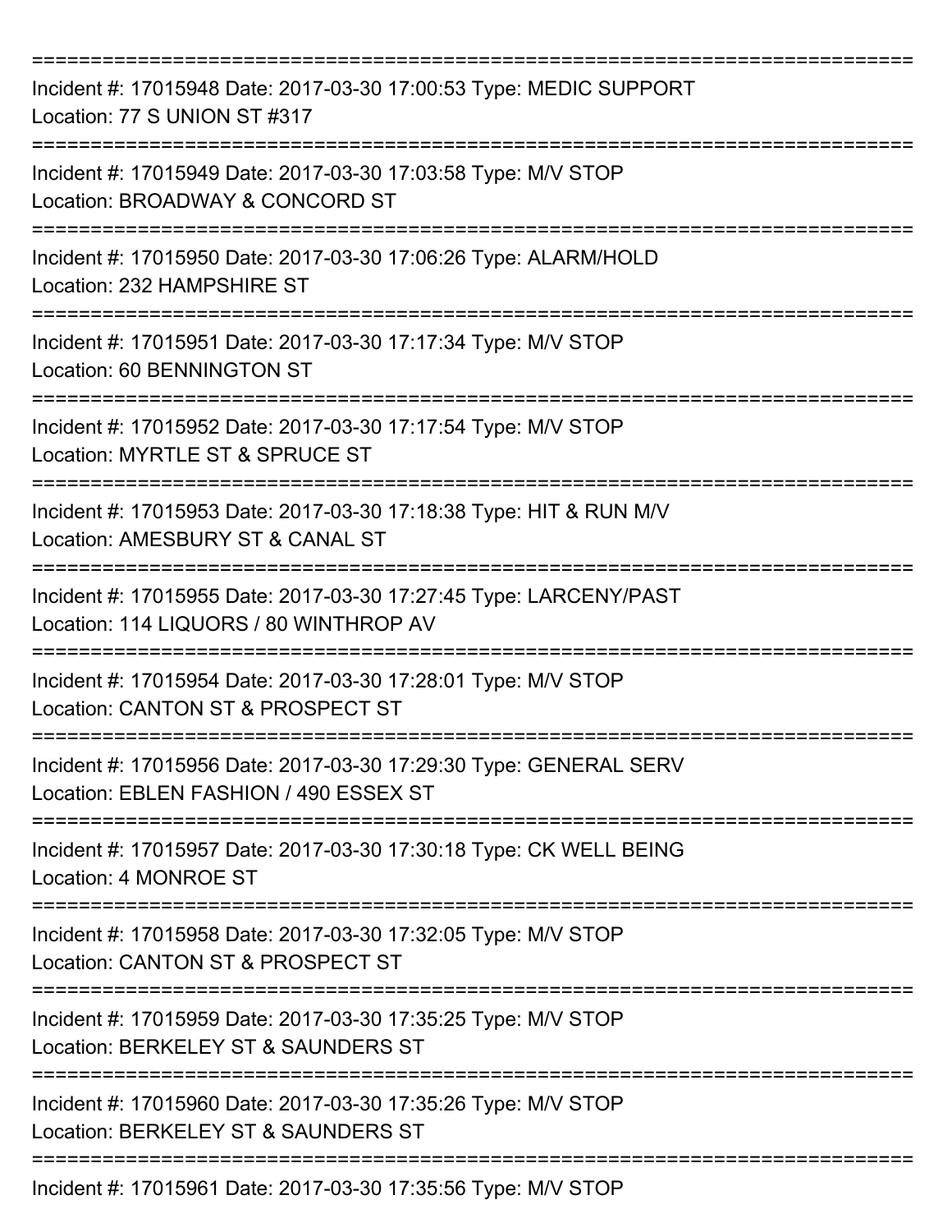===========================================================================
Incident #: 17015948 Date: 2017-03-30 17:00:53 Type: MEDIC SUPPORT
Location: 77 S UNION ST #317
===========================================================================
Incident #: 17015949 Date: 2017-03-30 17:03:58 Type: M/V STOP
Location: BROADWAY & CONCORD ST
===========================================================================
Incident #: 17015950 Date: 2017-03-30 17:06:26 Type: ALARM/HOLD
Location: 232 HAMPSHIRE ST
===========================================================================
Incident #: 17015951 Date: 2017-03-30 17:17:34 Type: M/V STOP
Location: 60 BENNINGTON ST
===========================================================================
Incident #: 17015952 Date: 2017-03-30 17:17:54 Type: M/V STOP
Location: MYRTLE ST & SPRUCE ST
===========================================================================
Incident #: 17015953 Date: 2017-03-30 17:18:38 Type: HIT & RUN M/V
Location: AMESBURY ST & CANAL ST
===========================================================================
Incident #: 17015955 Date: 2017-03-30 17:27:45 Type: LARCENY/PAST
Location: 114 LIQUORS / 80 WINTHROP AV
===========================================================================
Incident #: 17015954 Date: 2017-03-30 17:28:01 Type: M/V STOP
Location: CANTON ST & PROSPECT ST
===========================================================================
Incident #: 17015956 Date: 2017-03-30 17:29:30 Type: GENERAL SERV
Location: EBLEN FASHION / 490 ESSEX ST
===========================================================================
Incident #: 17015957 Date: 2017-03-30 17:30:18 Type: CK WELL BEING
Location: 4 MONROE ST
===========================================================================
Incident #: 17015958 Date: 2017-03-30 17:32:05 Type: M/V STOP
Location: CANTON ST & PROSPECT ST
===========================================================================
Incident #: 17015959 Date: 2017-03-30 17:35:25 Type: M/V STOP
Location: BERKELEY ST & SAUNDERS ST
===========================================================================
Incident #: 17015960 Date: 2017-03-30 17:35:26 Type: M/V STOP
Location: BERKELEY ST & SAUNDERS ST
===========================================================================
Incident #: 17015961 Date: 2017-03-30 17:35:56 Type: M/V STOP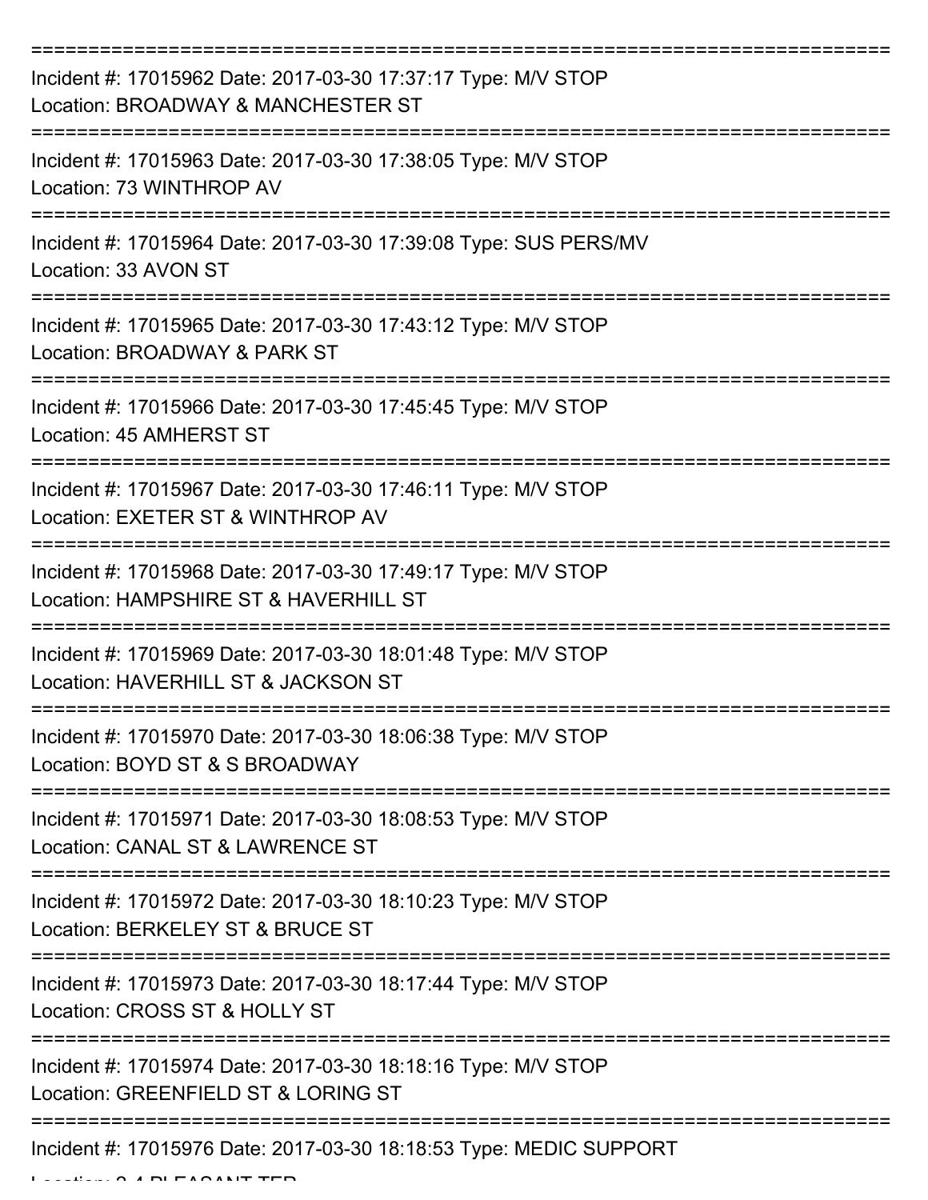===========================================================================

Incident #: 17015962 Date: 2017-03-30 17:37:17 Type: M/V STOP

Location: BROADWAY & MANCHESTER ST

===========================================================================

Incident #: 17015963 Date: 2017-03-30 17:38:05 Type: M/V STOP

Location: 73 WINTHROP AV

===========================================================================

Incident #: 17015964 Date: 2017-03-30 17:39:08 Type: SUS PERS/MV

Location: 33 AVON ST

===========================================================================

Incident #: 17015965 Date: 2017-03-30 17:43:12 Type: M/V STOP

Location: BROADWAY & PARK ST

===========================================================================

Incident #: 17015966 Date: 2017-03-30 17:45:45 Type: M/V STOP

Location: 45 AMHERST ST

===========================================================================

Incident #: 17015967 Date: 2017-03-30 17:46:11 Type: M/V STOP

Location: EXETER ST & WINTHROP AV

===========================================================================

Incident #: 17015968 Date: 2017-03-30 17:49:17 Type: M/V STOP

Location: HAMPSHIRE ST & HAVERHILL ST

===========================================================================

Incident #: 17015969 Date: 2017-03-30 18:01:48 Type: M/V STOP

Location: HAVERHILL ST & JACKSON ST

===========================================================================

Incident #: 17015970 Date: 2017-03-30 18:06:38 Type: M/V STOP

Location: BOYD ST & S BROADWAY

===========================================================================

Incident #: 17015971 Date: 2017-03-30 18:08:53 Type: M/V STOP

Location: CANAL ST & LAWRENCE ST

===========================================================================

Incident #: 17015972 Date: 2017-03-30 18:10:23 Type: M/V STOP

Location: BERKELEY ST & BRUCE ST

===========================================================================

Incident #: 17015973 Date: 2017-03-30 18:17:44 Type: M/V STOP

Location: CROSS ST & HOLLY ST

===========================================================================

Incident #: 17015974 Date: 2017-03-30 18:18:16 Type: M/V STOP

Location: GREENFIELD ST & LORING ST

===========================================================================

Incident #: 17015976 Date: 2017-03-30 18:18:53 Type: MEDIC SUPPORT

Location: 2-4 PLEASANT TER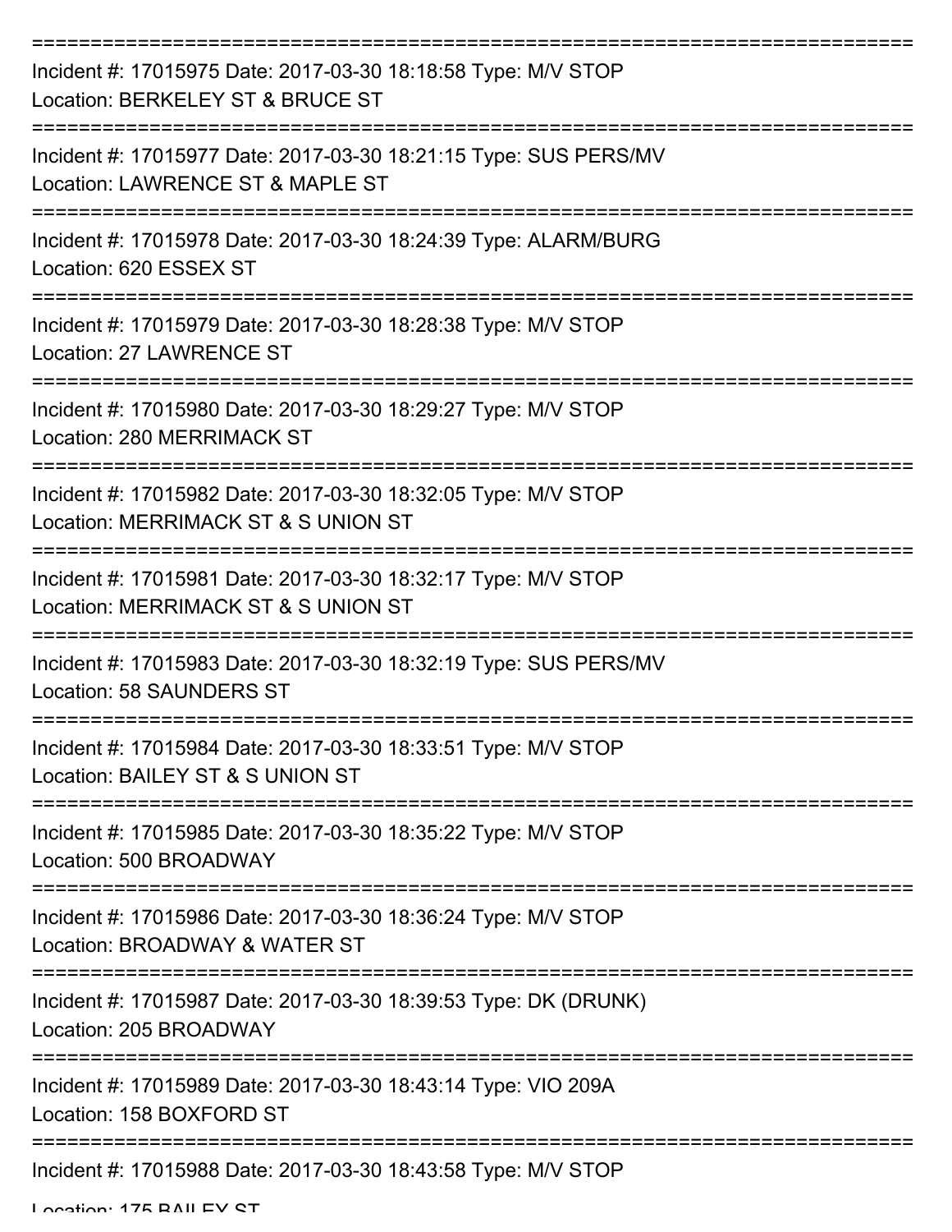===========================================================================

Incident #: 17015975 Date: 2017-03-30 18:18:58 Type: M/V STOP

Location: BERKELEY ST & BRUCE ST

===========================================================================

Incident #: 17015977 Date: 2017-03-30 18:21:15 Type: SUS PERS/MV

Location: LAWRENCE ST & MAPLE ST

===========================================================================

Incident #: 17015978 Date: 2017-03-30 18:24:39 Type: ALARM/BURG

Location: 620 ESSEX ST

===========================================================================

Incident #: 17015979 Date: 2017-03-30 18:28:38 Type: M/V STOP

Location: 27 LAWRENCE ST

===========================================================================

Incident #: 17015980 Date: 2017-03-30 18:29:27 Type: M/V STOP

Location: 280 MERRIMACK ST

===========================================================================

Incident #: 17015982 Date: 2017-03-30 18:32:05 Type: M/V STOP

Location: MERRIMACK ST & S UNION ST

===========================================================================

Incident #: 17015981 Date: 2017-03-30 18:32:17 Type: M/V STOP

Location: MERRIMACK ST & S UNION ST

===========================================================================

Incident #: 17015983 Date: 2017-03-30 18:32:19 Type: SUS PERS/MV

Location: 58 SAUNDERS ST

===========================================================================

Incident #: 17015984 Date: 2017-03-30 18:33:51 Type: M/V STOP

Location: BAILEY ST & S UNION ST

===========================================================================

Incident #: 17015985 Date: 2017-03-30 18:35:22 Type: M/V STOP

Location: 500 BROADWAY

===========================================================================

Incident #: 17015986 Date: 2017-03-30 18:36:24 Type: M/V STOP

Location: BROADWAY & WATER ST

===========================================================================

Incident #: 17015987 Date: 2017-03-30 18:39:53 Type: DK (DRUNK)

Location: 205 BROADWAY

===========================================================================

Incident #: 17015989 Date: 2017-03-30 18:43:14 Type: VIO 209A

Location: 158 BOXFORD ST

===========================================================================

Incident #: 17015988 Date: 2017-03-30 18:43:58 Type: M/V STOP

Location: 175 BAILEY ST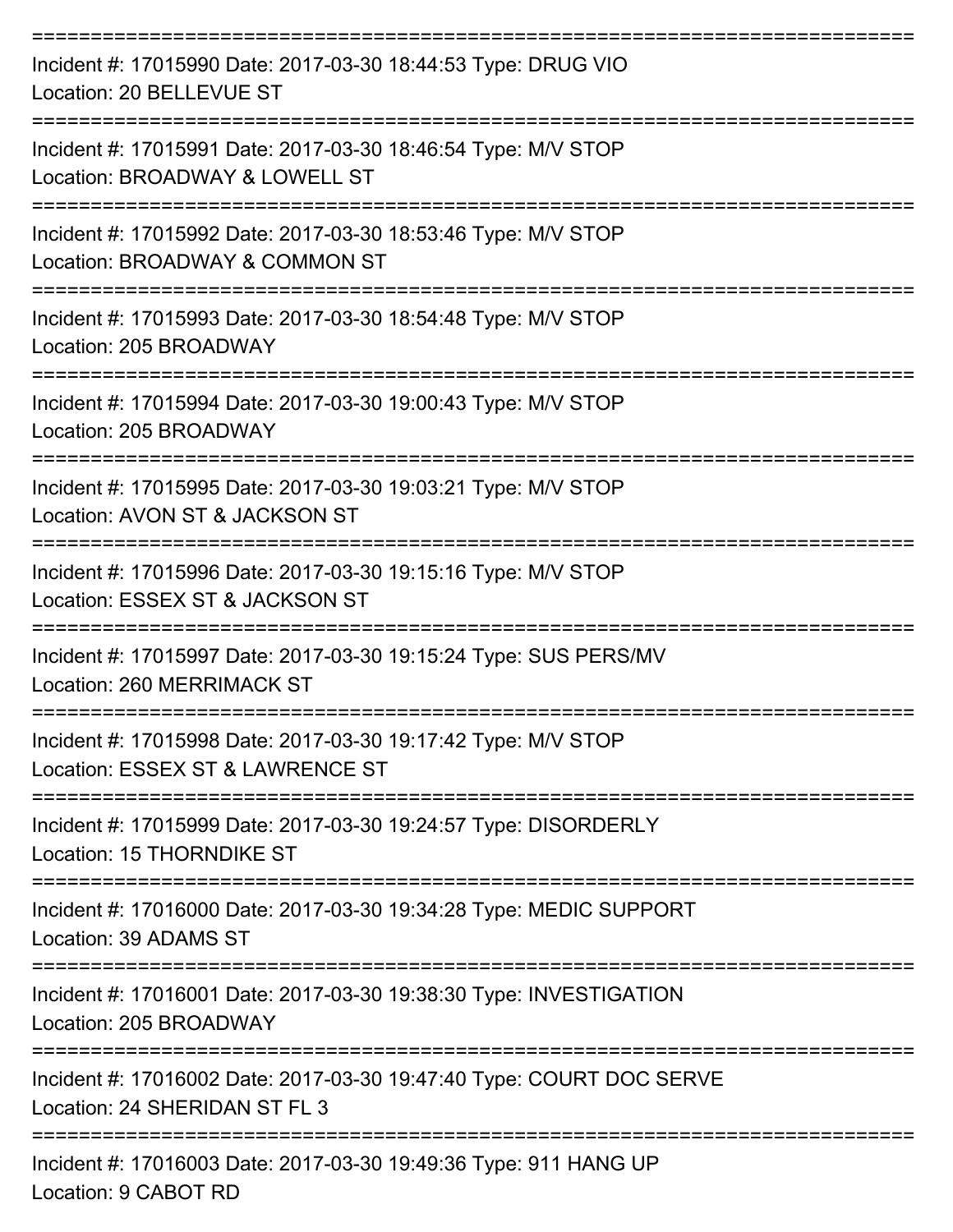===========================================================================

Incident #: 17015990 Date: 2017-03-30 18:44:53 Type: DRUG VIO
Location: 20 BELLEVUE ST

===========================================================================

Incident #: 17015991 Date: 2017-03-30 18:46:54 Type: M/V STOP
Location: BROADWAY & LOWELL ST

===========================================================================

Incident #: 17015992 Date: 2017-03-30 18:53:46 Type: M/V STOP
Location: BROADWAY & COMMON ST

===========================================================================

Incident #: 17015993 Date: 2017-03-30 18:54:48 Type: M/V STOP
Location: 205 BROADWAY

===========================================================================

Incident #: 17015994 Date: 2017-03-30 19:00:43 Type: M/V STOP
Location: 205 BROADWAY

===========================================================================

Incident #: 17015995 Date: 2017-03-30 19:03:21 Type: M/V STOP
Location: AVON ST & JACKSON ST

===========================================================================

Incident #: 17015996 Date: 2017-03-30 19:15:16 Type: M/V STOP
Location: ESSEX ST & JACKSON ST

===========================================================================

Incident #: 17015997 Date: 2017-03-30 19:15:24 Type: SUS PERS/MV
Location: 260 MERRIMACK ST

===========================================================================

Incident #: 17015998 Date: 2017-03-30 19:17:42 Type: M/V STOP
Location: ESSEX ST & LAWRENCE ST

===========================================================================

Incident #: 17015999 Date: 2017-03-30 19:24:57 Type: DISORDERLY
Location: 15 THORNDIKE ST

===========================================================================

Incident #: 17016000 Date: 2017-03-30 19:34:28 Type: MEDIC SUPPORT
Location: 39 ADAMS ST

===========================================================================

Incident #: 17016001 Date: 2017-03-30 19:38:30 Type: INVESTIGATION
Location: 205 BROADWAY

===========================================================================

Incident #: 17016002 Date: 2017-03-30 19:47:40 Type: COURT DOC SERVE
Location: 24 SHERIDAN ST FL 3

===========================================================================

Incident #: 17016003 Date: 2017-03-30 19:49:36 Type: 911 HANG UP
Location: 9 CABOT RD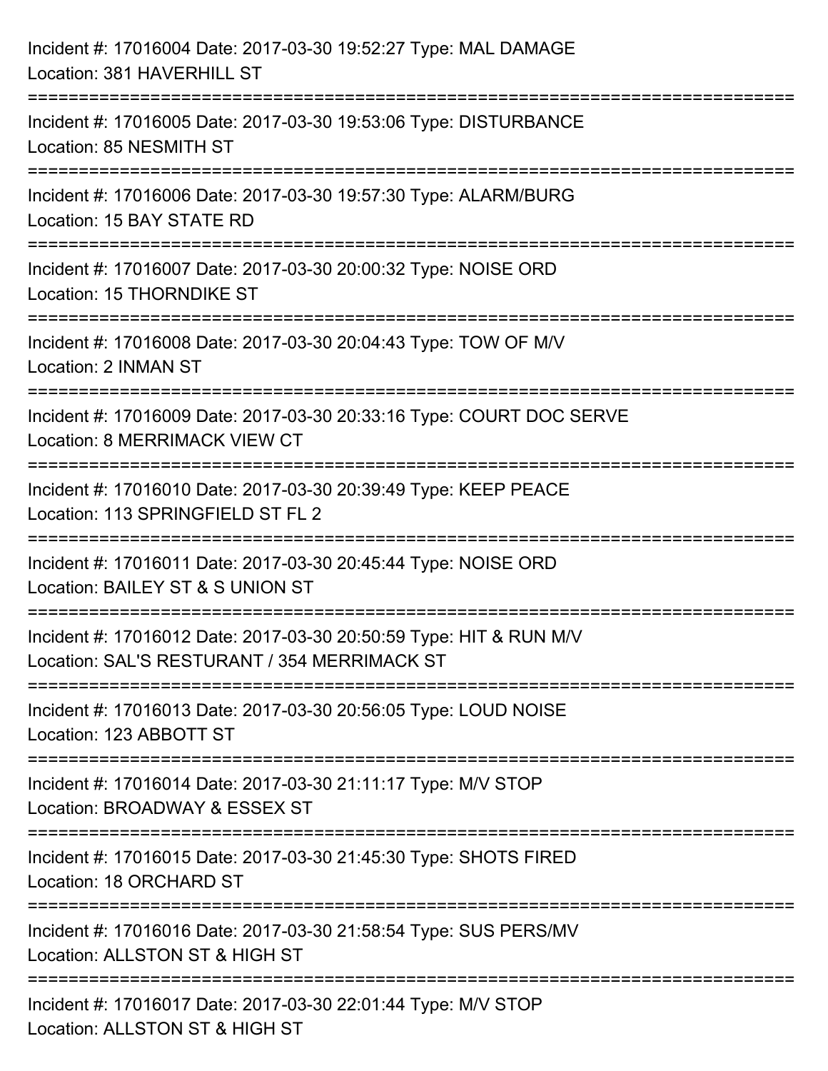Incident #: 17016004 Date: 2017-03-30 19:52:27 Type: MAL DAMAGE
Location: 381 HAVERHILL ST

===========================================================================

Incident #: 17016005 Date: 2017-03-30 19:53:06 Type: DISTURBANCE
Location: 85 NESMITH ST

===========================================================================

Incident #: 17016006 Date: 2017-03-30 19:57:30 Type: ALARM/BURG
Location: 15 BAY STATE RD

===========================================================================

Incident #: 17016007 Date: 2017-03-30 20:00:32 Type: NOISE ORD
Location: 15 THORNDIKE ST

===========================================================================

Incident #: 17016008 Date: 2017-03-30 20:04:43 Type: TOW OF M/V
Location: 2 INMAN ST

===========================================================================

Incident #: 17016009 Date: 2017-03-30 20:33:16 Type: COURT DOC SERVE
Location: 8 MERRIMACK VIEW CT

===========================================================================

Incident #: 17016010 Date: 2017-03-30 20:39:49 Type: KEEP PEACE
Location: 113 SPRINGFIELD ST FL 2

===========================================================================

Incident #: 17016011 Date: 2017-03-30 20:45:44 Type: NOISE ORD
Location: BAILEY ST & S UNION ST

===========================================================================

Incident #: 17016012 Date: 2017-03-30 20:50:59 Type: HIT & RUN M/V
Location: SAL'S RESTURANT / 354 MERRIMACK ST

===========================================================================

Incident #: 17016013 Date: 2017-03-30 20:56:05 Type: LOUD NOISE
Location: 123 ABBOTT ST

===========================================================================

Incident #: 17016014 Date: 2017-03-30 21:11:17 Type: M/V STOP
Location: BROADWAY & ESSEX ST

===========================================================================

Incident #: 17016015 Date: 2017-03-30 21:45:30 Type: SHOTS FIRED
Location: 18 ORCHARD ST

===========================================================================

Incident #: 17016016 Date: 2017-03-30 21:58:54 Type: SUS PERS/MV
Location: ALLSTON ST & HIGH ST

===========================================================================

Incident #: 17016017 Date: 2017-03-30 22:01:44 Type: M/V STOP
Location: ALLSTON ST & HIGH ST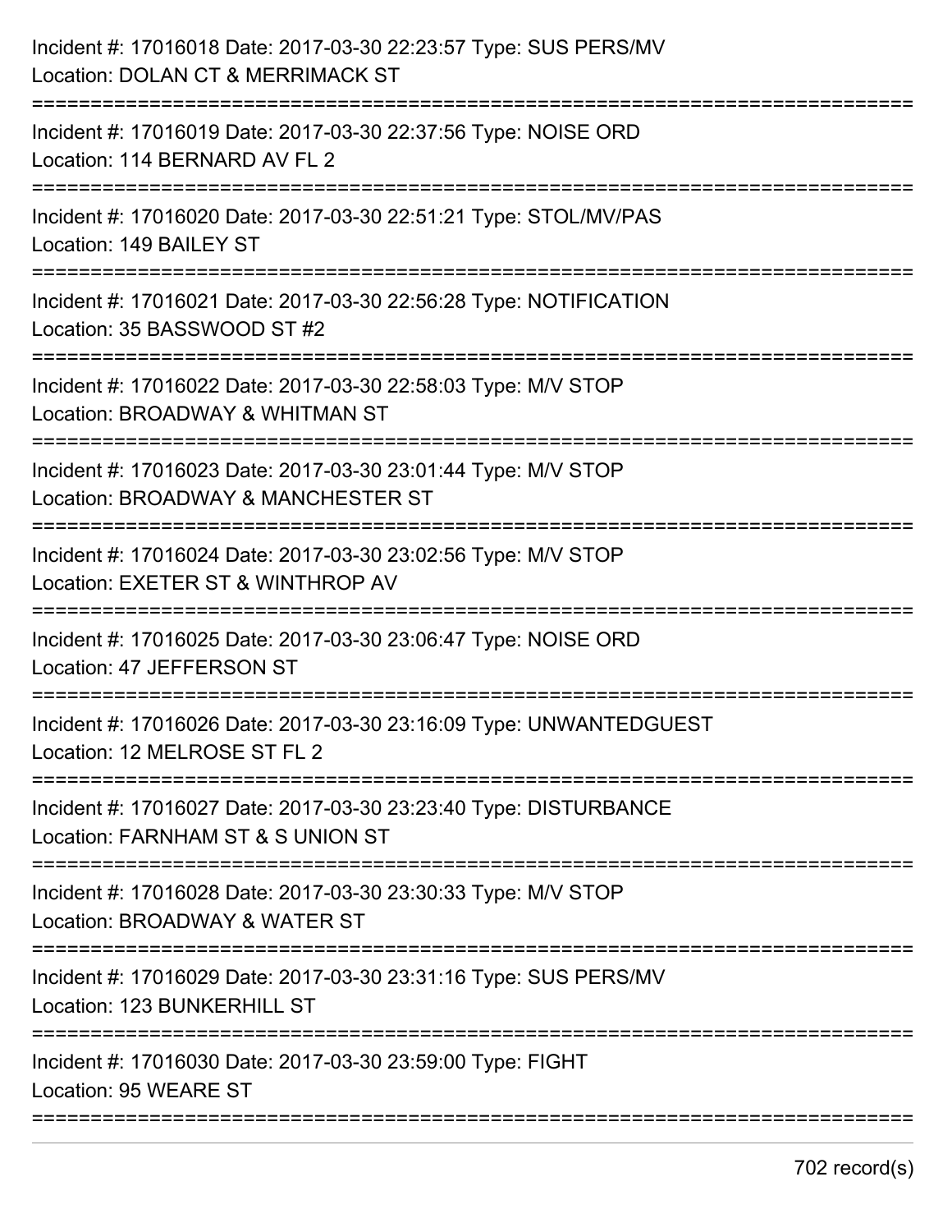Incident #: 17016018 Date: 2017-03-30 22:23:57 Type: SUS PERS/MV
Location: DOLAN CT & MERRIMACK ST

===========================================================================

Incident #: 17016019 Date: 2017-03-30 22:37:56 Type: NOISE ORD
Location: 114 BERNARD AV FL 2

===========================================================================

Incident #: 17016020 Date: 2017-03-30 22:51:21 Type: STOL/MV/PAS
Location: 149 BAILEY ST

===========================================================================

Incident #: 17016021 Date: 2017-03-30 22:56:28 Type: NOTIFICATION
Location: 35 BASSWOOD ST #2

===========================================================================

Incident #: 17016022 Date: 2017-03-30 22:58:03 Type: M/V STOP
Location: BROADWAY & WHITMAN ST

===========================================================================

Incident #: 17016023 Date: 2017-03-30 23:01:44 Type: M/V STOP
Location: BROADWAY & MANCHESTER ST

===========================================================================

Incident #: 17016024 Date: 2017-03-30 23:02:56 Type: M/V STOP
Location: EXETER ST & WINTHROP AV

===========================================================================

Incident #: 17016025 Date: 2017-03-30 23:06:47 Type: NOISE ORD
Location: 47 JEFFERSON ST

===========================================================================

Incident #: 17016026 Date: 2017-03-30 23:16:09 Type: UNWANTEDGUEST
Location: 12 MELROSE ST FL 2

===========================================================================

Incident #: 17016027 Date: 2017-03-30 23:23:40 Type: DISTURBANCE
Location: FARNHAM ST & S UNION ST

===========================================================================

Incident #: 17016028 Date: 2017-03-30 23:30:33 Type: M/V STOP
Location: BROADWAY & WATER ST

===========================================================================

Incident #: 17016029 Date: 2017-03-30 23:31:16 Type: SUS PERS/MV
Location: 123 BUNKERHILL ST

===========================================================================

Incident #: 17016030 Date: 2017-03-30 23:59:00 Type: FIGHT
Location: 95 WEARE ST

===========================================================================

702 record(s)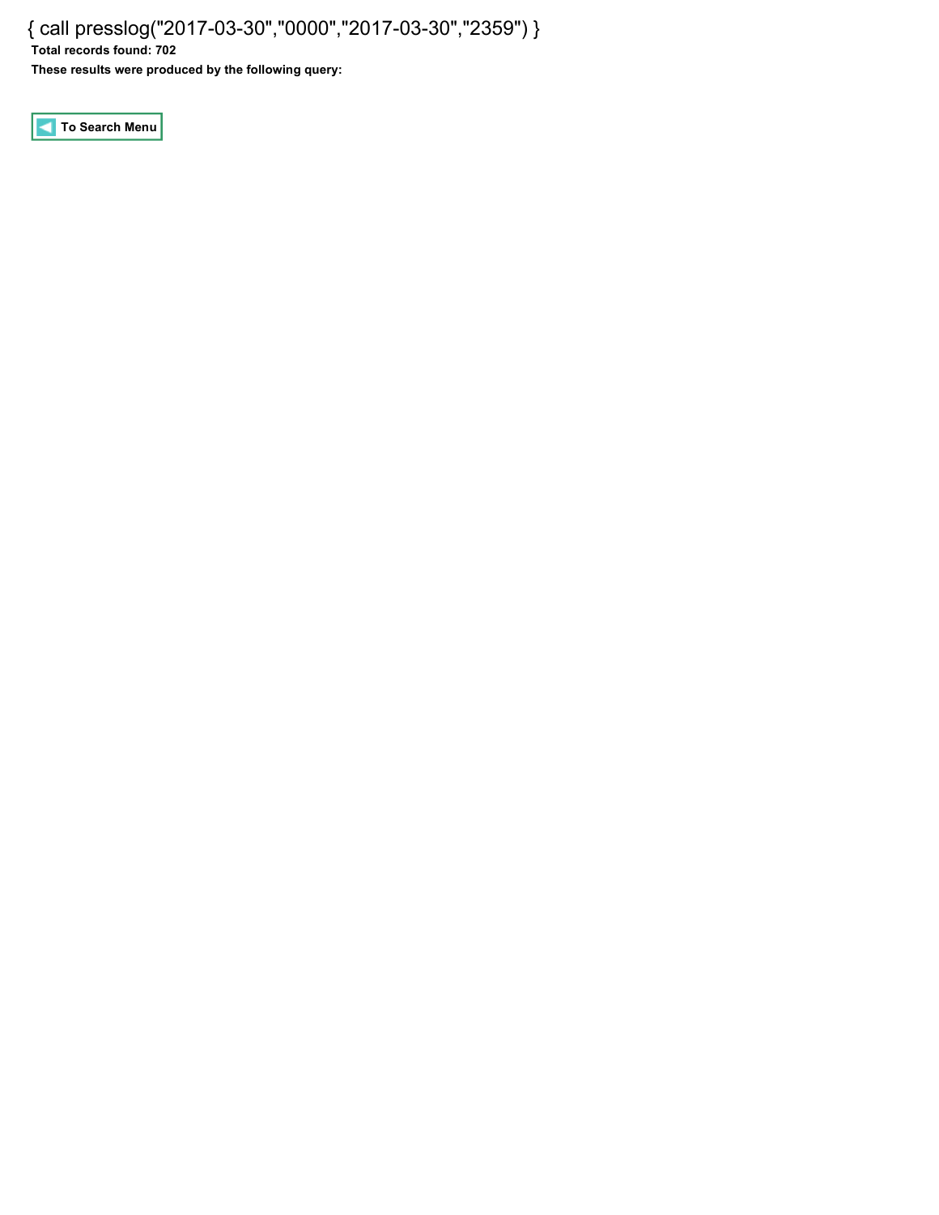{ call presslog("2017-03-30","0000","2017-03-30","2359") }

**Total records found: 702**

**These results were produced by the following query:**

**To Search Menu**